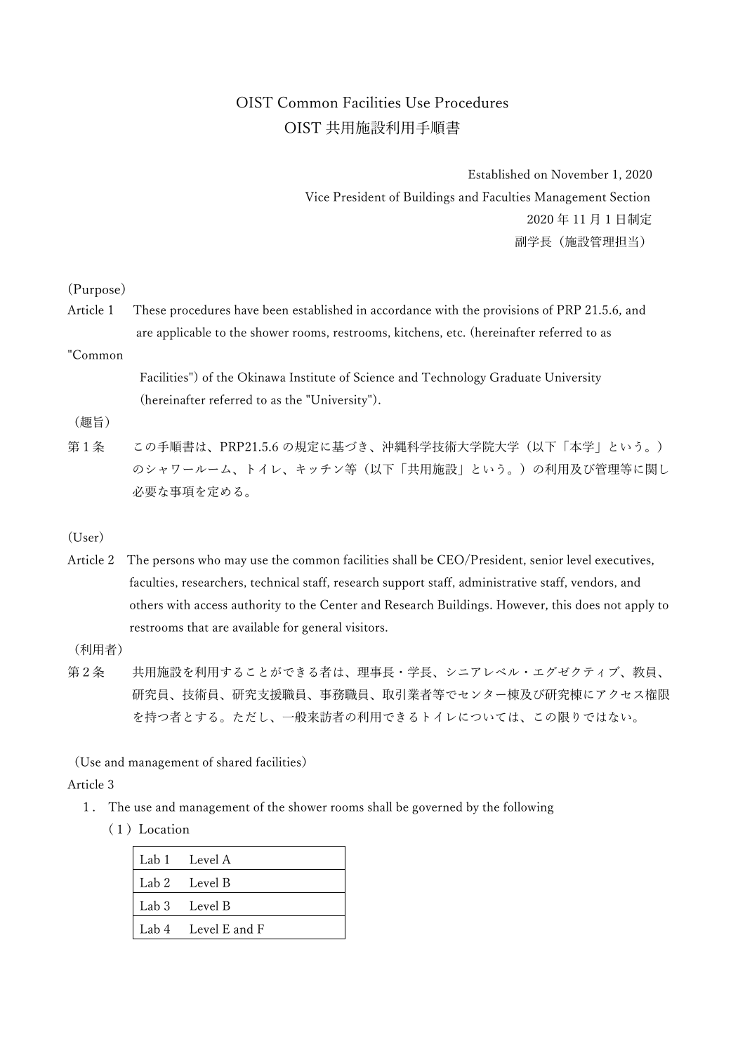# OIST Common Facilities Use Procedures
# OIST 共用施設利用手順書

Established on November 1, 2020
Vice President of Buildings and Faculties Management Section
2020 年 11 月 1 日制定
副学長（施設管理担当）

（Purpose）

Article 1　These procedures have been established in accordance with the provisions of PRP 21.5.6, and are applicable to the shower rooms, restrooms, kitchens, etc. (hereinafter referred to as "Common Facilities") of the Okinawa Institute of Science and Technology Graduate University (hereinafter referred to as the "University").

（趣旨）

第 1 条　この手順書は、PRP21.5.6 の規定に基づき、沖縄科学技術大学院大学（以下「本学」という。）のシャワールーム、トイレ、キッチン等（以下「共用施設」という。）の利用及び管理等に関し必要な事項を定める。

（User）

Article 2　The persons who may use the common facilities shall be CEO/President, senior level executives, faculties, researchers, technical staff, research support staff, administrative staff, vendors, and others with access authority to the Center and Research Buildings. However, this does not apply to restrooms that are available for general visitors.

（利用者）

第 2 条　共用施設を利用することができる者は、理事長・学長、シニアレベル・エグゼクティブ、教員、研究員、技術員、研究支援職員、事務職員、取引業者等でセンター棟及び研究棟にアクセス権限を持つ者とする。ただし、一般来訪者の利用できるトイレについては、この限りではない。

（Use and management of shared facilities）

Article 3

1．The use and management of the shower rooms shall be governed by the following

（1）Location

| Lab | Level |
|---|---|
| Lab 1 | Level A |
| Lab 2 | Level B |
| Lab 3 | Level B |
| Lab 4 | Level E and F |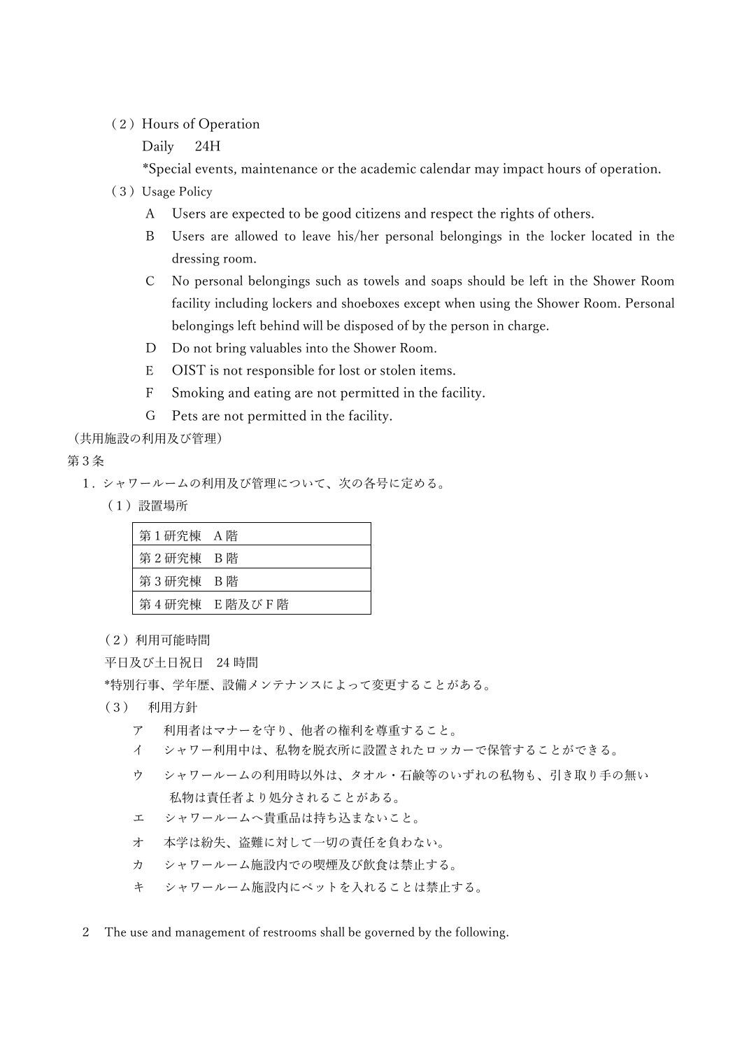（２）Hours of Operation

Daily　24H

*Special events, maintenance or the academic calendar may impact hours of operation.

（３）Usage Policy

- A　Users are expected to be good citizens and respect the rights of others.
- B　Users are allowed to leave his/her personal belongings in the locker located in the dressing room.
- C　No personal belongings such as towels and soaps should be left in the Shower Room facility including lockers and shoeboxes except when using the Shower Room. Personal belongings left behind will be disposed of by the person in charge.
- D　Do not bring valuables into the Shower Room.
- E　OIST is not responsible for lost or stolen items.
- F　Smoking and eating are not permitted in the facility.
- G　Pets are not permitted in the facility.

（共用施設の利用及び管理）

第３条

１．シャワールームの利用及び管理について、次の各号に定める。

（１）設置場所

| 第１研究棟　A 階 |
|---|
| 第２研究棟　B 階 |
| 第３研究棟　B 階 |
| 第４研究棟　E 階及び F 階 |

（２）利用可能時間

平日及び土日祝日　24 時間

*特別行事、学年歴、設備メンテナンスによって変更することがある。

（３）　利用方針

- ア　利用者はマナーを守り、他者の権利を尊重すること。
- イ　シャワー利用中は、私物を脱衣所に設置されたロッカーで保管することができる。
- ウ　シャワールームの利用時以外は、タオル・石鹸等のいずれの私物も、引き取り手の無い私物は責任者より処分されることがある。
- エ　シャワールームへ貴重品は持ち込まないこと。
- オ　本学は紛失、盗難に対して一切の責任を負わない。
- カ　シャワールーム施設内での喫煙及び飲食は禁止する。
- キ　シャワールーム施設内にペットを入れることは禁止する。

2　The use and management of restrooms shall be governed by the following.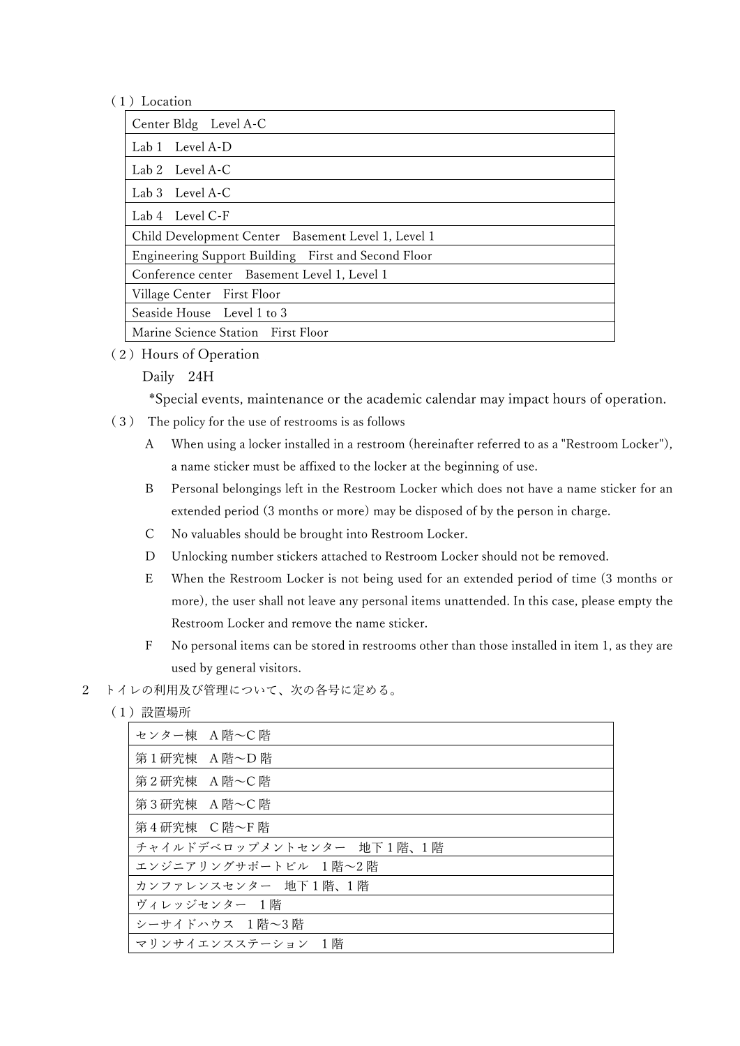（1）Location

| Center Bldg　Level A-C |
|---|
| Lab 1　Level A-D |
| Lab 2　Level A-C |
| Lab 3　Level A-C |
| Lab 4　Level C-F |
| Child Development Center　Basement Level 1, Level 1 |
| Engineering Support Building　First and Second Floor |
| Conference center　Basement Level 1, Level 1 |
| Village Center　First Floor |
| Seaside House　Level 1 to 3 |
| Marine Science Station　First Floor |

（2）Hours of Operation

Daily　24H

*Special events, maintenance or the academic calendar may impact hours of operation.

（3）　The policy for the use of restrooms is as follows

A　When using a locker installed in a restroom (hereinafter referred to as a "Restroom Locker"), a name sticker must be affixed to the locker at the beginning of use.

B　Personal belongings left in the Restroom Locker which does not have a name sticker for an extended period (3 months or more) may be disposed of by the person in charge.

C　No valuables should be brought into Restroom Locker.

D　Unlocking number stickers attached to Restroom Locker should not be removed.

E　When the Restroom Locker is not being used for an extended period of time (3 months or more), the user shall not leave any personal items unattended. In this case, please empty the Restroom Locker and remove the name sticker.

F　No personal items can be stored in restrooms other than those installed in item 1, as they are used by general visitors.

2　トイレの利用及び管理について、次の各号に定める。

（1）設置場所

| センター棟　A 階～C 階 |
|---|
| 第 1 研究棟　A 階～D 階 |
| 第 2 研究棟　A 階～C 階 |
| 第 3 研究棟　A 階～C 階 |
| 第 4 研究棟　C 階～F 階 |
| チャイルドデベロップメントセンター　地下 1 階、1 階 |
| エンジニアリングサポートビル　1 階～2 階 |
| カンファレンスセンター　地下 1 階、1 階 |
| ヴィレッジセンター　1 階 |
| シーサイドハウス　1 階～3 階 |
| マリンサイエンスステーション　1 階 |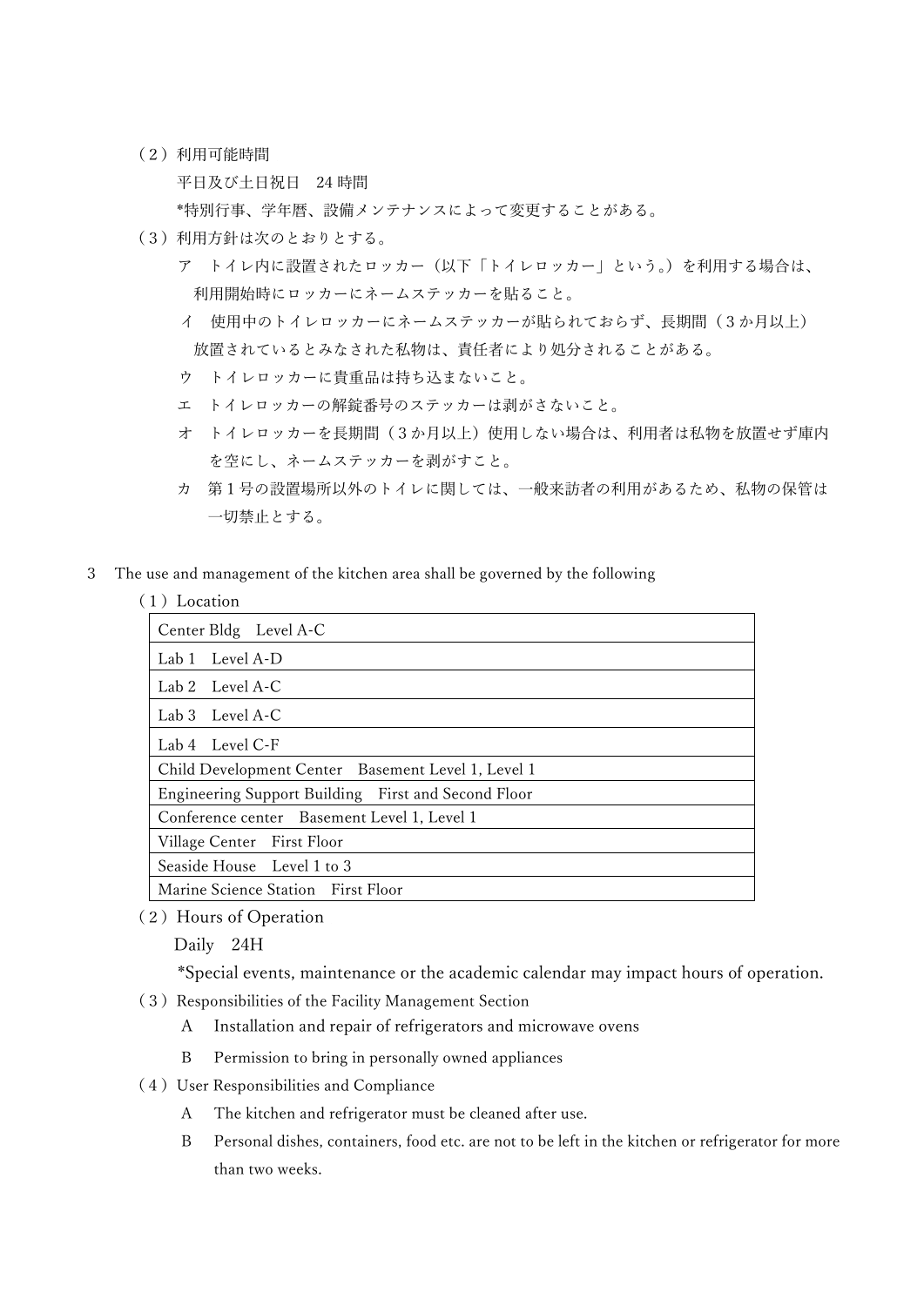（２）利用可能時間

平日及び土日祝日　24 時間

*特別行事、学年暦、設備メンテナンスによって変更することがある。

（３）利用方針は次のとおりとする。

ア　トイレ内に設置されたロッカー（以下「トイレロッカー」という。）を利用する場合は、利用開始時にロッカーにネームステッカーを貼ること。

イ　使用中のトイレロッカーにネームステッカーが貼られておらず、長期間（３か月以上）放置されているとみなされた私物は、責任者により処分されることがある。

ウ　トイレロッカーに貴重品は持ち込まないこと。

エ　トイレロッカーの解錠番号のステッカーは剥がさないこと。

オ　トイレロッカーを長期間（３か月以上）使用しない場合は、利用者は私物を放置せず庫内を空にし、ネームステッカーを剥がすこと。

カ　第１号の設置場所以外のトイレに関しては、一般来訪者の利用があるため、私物の保管は一切禁止とする。

3　The use and management of the kitchen area shall be governed by the following

（１）Location

| Center Bldg　Level A-C |
| --- |
| Lab 1　Level A-D |
| Lab 2　Level A-C |
| Lab 3　Level A-C |
| Lab 4　Level C-F |
| Child Development Center　Basement Level 1, Level 1 |
| Engineering Support Building　First and Second Floor |
| Conference center　Basement Level 1, Level 1 |
| Village Center　First Floor |
| Seaside House　Level 1 to 3 |
| Marine Science Station　First Floor |

（２）Hours of Operation

Daily　24H

*Special events, maintenance or the academic calendar may impact hours of operation.

（３）Responsibilities of the Facility Management Section

A　Installation and repair of refrigerators and microwave ovens

B　Permission to bring in personally owned appliances

（４）User Responsibilities and Compliance

A　The kitchen and refrigerator must be cleaned after use.

B　Personal dishes, containers, food etc. are not to be left in the kitchen or refrigerator for more than two weeks.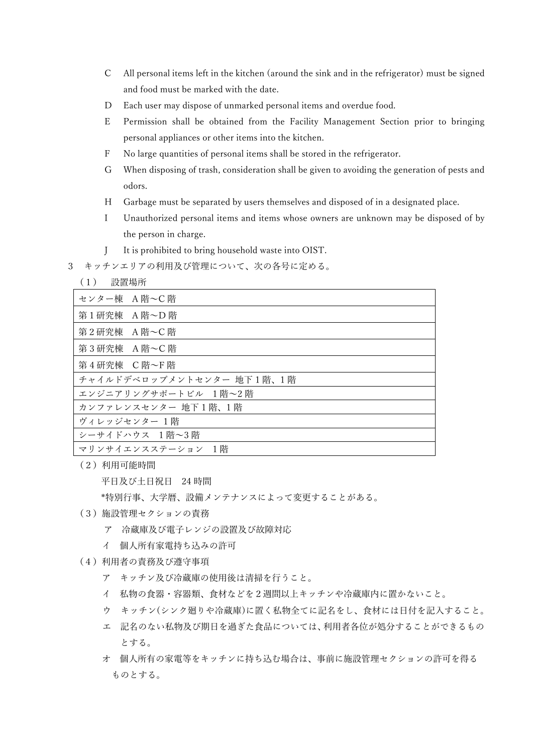C　All personal items left in the kitchen (around the sink and in the refrigerator) must be signed and food must be marked with the date.

D　Each user may dispose of unmarked personal items and overdue food.

E　Permission shall be obtained from the Facility Management Section prior to bringing personal appliances or other items into the kitchen.

F　No large quantities of personal items shall be stored in the refrigerator.

G　When disposing of trash, consideration shall be given to avoiding the generation of pests and odors.

H　Garbage must be separated by users themselves and disposed of in a designated place.

I　Unauthorized personal items and items whose owners are unknown may be disposed of by the person in charge.

J　It is prohibited to bring household waste into OIST.

3　キッチンエリアの利用及び管理について、次の各号に定める。

（1）　設置場所

| |
|---|
| センター棟　A 階～C 階 |
| 第 1 研究棟　A 階～D 階 |
| 第 2 研究棟　A 階～C 階 |
| 第 3 研究棟　A 階～C 階 |
| 第 4 研究棟　C 階～F 階 |
| チャイルドデベロップメントセンター 地下 1 階、1 階 |
| エンジニアリングサポートビル　1 階～2 階 |
| カンファレンスセンター 地下 1 階、1 階 |
| ヴィレッジセンター 1 階 |
| シーサイドハウス　1 階～3 階 |
| マリンサイエンスステーション　1 階 |

（2）利用可能時間

平日及び土日祝日　24 時間

*特別行事、大学暦、設備メンテナンスによって変更することがある。

（3）施設管理セクションの責務

ア　冷蔵庫及び電子レンジの設置及び故障対応

イ　個人所有家電持ち込みの許可

（4）利用者の責務及び遵守事項

ア　キッチン及び冷蔵庫の使用後は清掃を行うこと。

イ　私物の食器・容器類、食材などを 2 週間以上キッチンや冷蔵庫内に置かないこと。

ウ　キッチン(シンク廻りや冷蔵庫)に置く私物全てに記名をし、食材には日付を記入すること。

エ　記名のない私物及び期日を過ぎた食品については、利用者各位が処分することができるものとする。

オ　個人所有の家電等をキッチンに持ち込む場合は、事前に施設管理セクションの許可を得るものとする。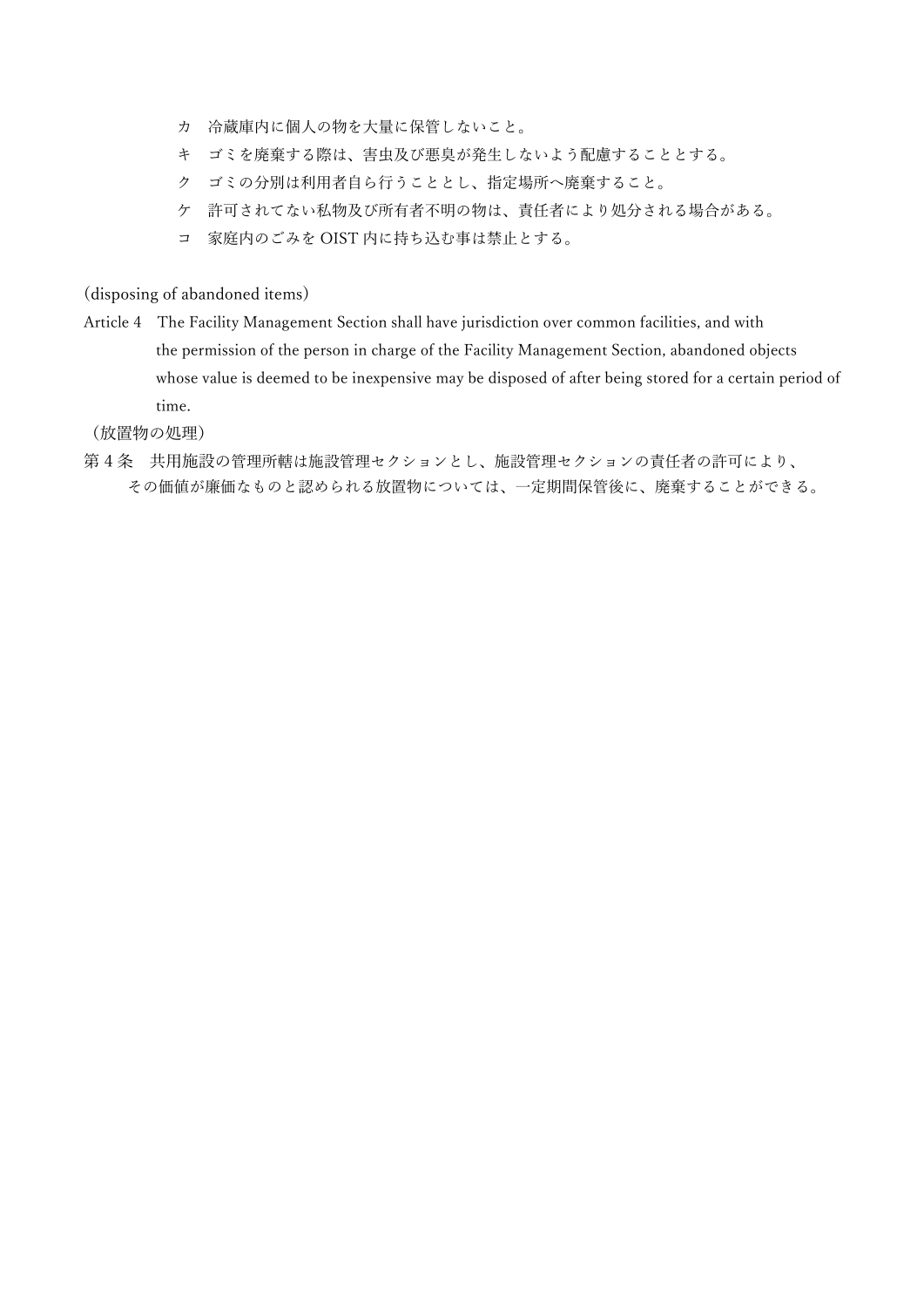カ　冷蔵庫内に個人の物を大量に保管しないこと。

キ　ゴミを廃棄する際は、害虫及び悪臭が発生しないよう配慮することとする。

ク　ゴミの分別は利用者自ら行うこととし、指定場所へ廃棄すること。

ケ　許可されてない私物及び所有者不明の物は、責任者により処分される場合がある。

コ　家庭内のごみを OIST 内に持ち込む事は禁止とする。

(disposing of abandoned items)

Article 4　The Facility Management Section shall have jurisdiction over common facilities, and with the permission of the person in charge of the Facility Management Section, abandoned objects whose value is deemed to be inexpensive may be disposed of after being stored for a certain period of time.

（放置物の処理）

第 4 条　共用施設の管理所轄は施設管理セクションとし、施設管理セクションの責任者の許可により、その価値が廉価なものと認められる放置物については、一定期間保管後に、廃棄することができる。